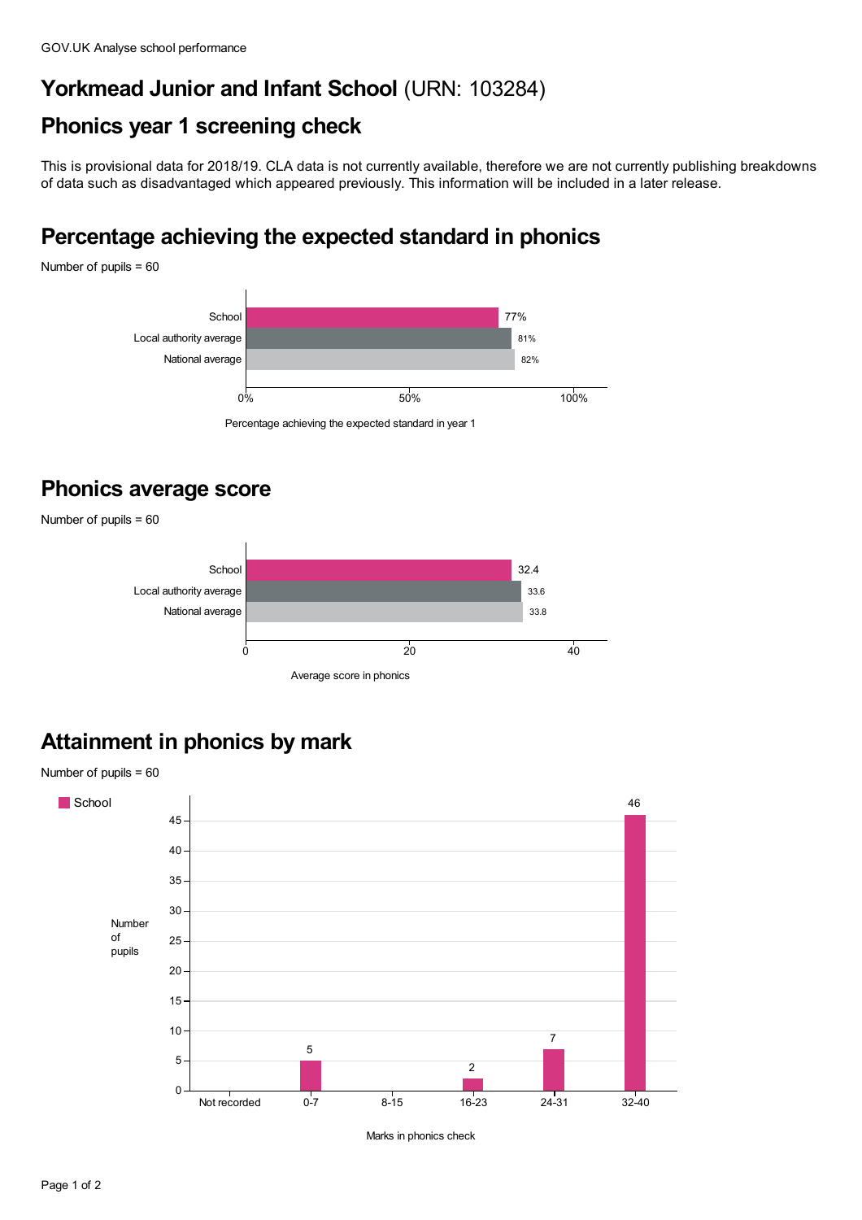GOV.UK Analyse school performance

# Yorkmead Junior and Infant School (URN: 103284)

## Phonics year 1 screening check

This is provisional data for 2018/19. CLA data is not currently available, therefore we are not currently publishing breakdowns of data such as disadvantaged which appeared previously. This information will be included in a later release.

## Percentage achieving the expected standard in phonics

Number of pupils = 60

| | Percentage achieving the expected standard in year 1 |
|---|---|
| School | 77% |
| Local authority average | 81% |
| National average | 82% |

## Phonics average score

Number of pupils = 60

| | Average score in phonics |
|---|---|
| School | 32.4 |
| Local authority average | 33.6 |
| National average | 33.8 |

## Attainment in phonics by mark

Number of pupils = 60

| Marks in phonics check | Number of pupils (School) |
|---|---|
| Not recorded | |
| 0-7 | 5 |
| 8-15 | |
| 16-23 | 2 |
| 24-31 | 7 |
| 32-40 | 46 |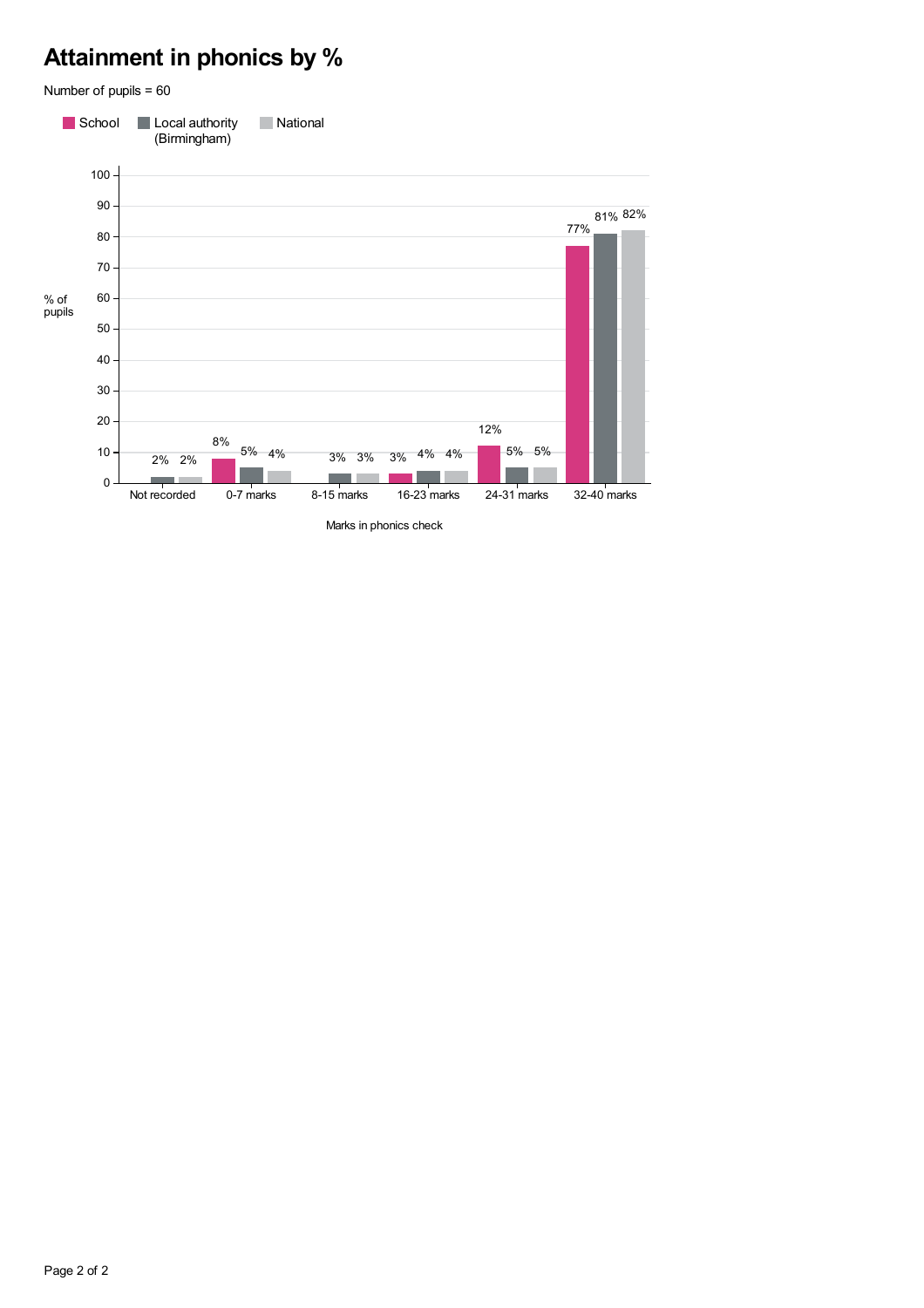# Attainment in phonics by %

Number of pupils = 60

School
Local authority (Birmingham)
National

% of pupils

100
90
80
70
60
50
40
30
20
10
0

Not recorded: 2% 2%
0-7 marks: 8% 5% 4%
8-15 marks: 3% 3%
16-23 marks: 3% 4% 4%
24-31 marks: 12% 5% 5%
32-40 marks: 77% 81% 82%

Marks in phonics check